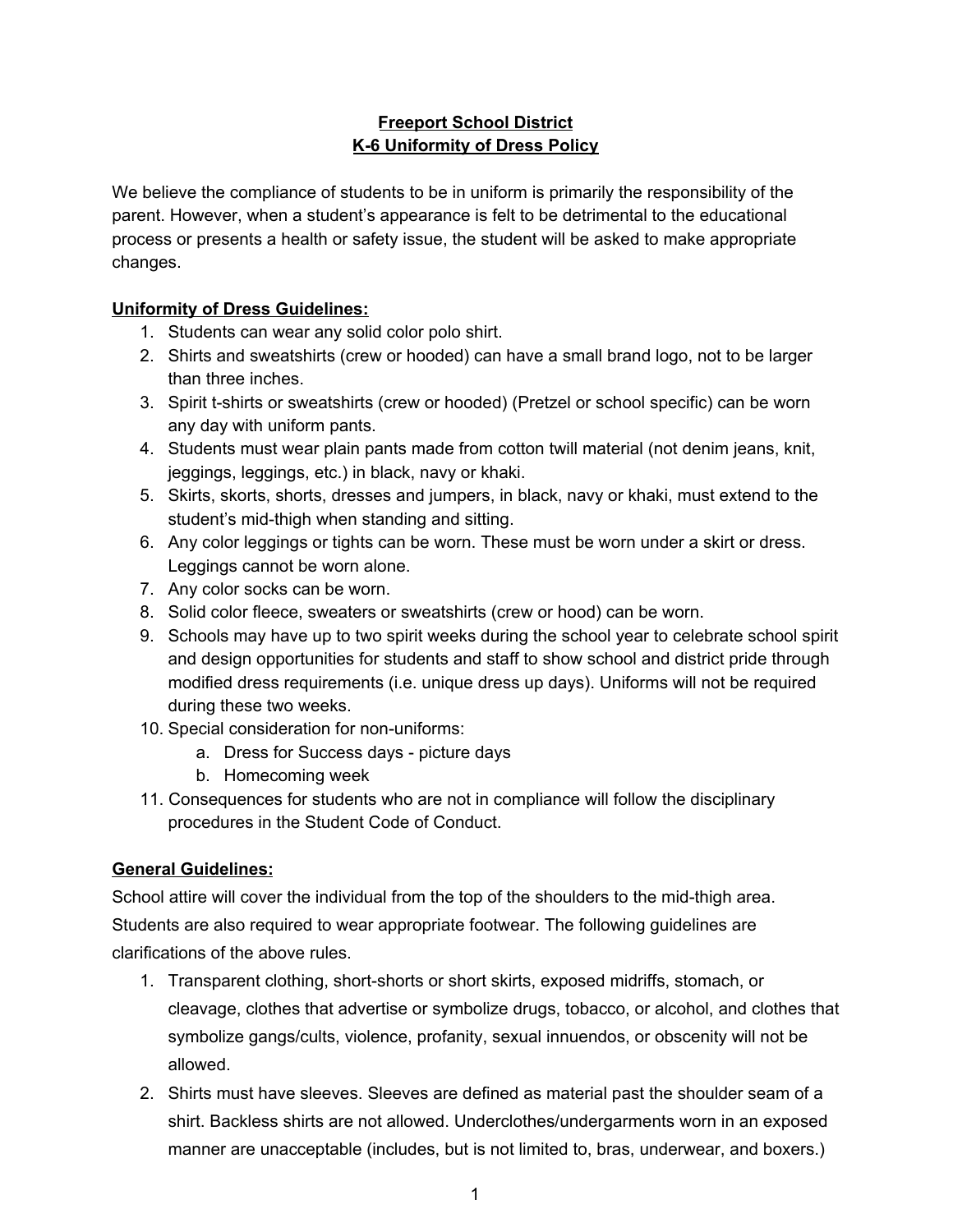# Freeport School District
## K-6 Uniformity of Dress Policy

We believe the compliance of students to be in uniform is primarily the responsibility of the parent. However, when a student's appearance is felt to be detrimental to the educational process or presents a health or safety issue, the student will be asked to make appropriate changes.

### Uniformity of Dress Guidelines:

1. Students can wear any solid color polo shirt.
2. Shirts and sweatshirts (crew or hooded) can have a small brand logo, not to be larger than three inches.
3. Spirit t-shirts or sweatshirts (crew or hooded) (Pretzel or school specific) can be worn any day with uniform pants.
4. Students must wear plain pants made from cotton twill material (not denim jeans, knit, jeggings, leggings, etc.) in black, navy or khaki.
5. Skirts, skorts, shorts, dresses and jumpers, in black, navy or khaki, must extend to the student's mid-thigh when standing and sitting.
6. Any color leggings or tights can be worn. These must be worn under a skirt or dress. Leggings cannot be worn alone.
7. Any color socks can be worn.
8. Solid color fleece, sweaters or sweatshirts (crew or hood) can be worn.
9. Schools may have up to two spirit weeks during the school year to celebrate school spirit and design opportunities for students and staff to show school and district pride through modified dress requirements (i.e. unique dress up days). Uniforms will not be required during these two weeks.
10. Special consideration for non-uniforms:
    a. Dress for Success days - picture days
    b. Homecoming week
11. Consequences for students who are not in compliance will follow the disciplinary procedures in the Student Code of Conduct.

### General Guidelines:

School attire will cover the individual from the top of the shoulders to the mid-thigh area. Students are also required to wear appropriate footwear. The following guidelines are clarifications of the above rules.

1. Transparent clothing, short-shorts or short skirts, exposed midriffs, stomach, or cleavage, clothes that advertise or symbolize drugs, tobacco, or alcohol, and clothes that symbolize gangs/cults, violence, profanity, sexual innuendos, or obscenity will not be allowed.
2. Shirts must have sleeves. Sleeves are defined as material past the shoulder seam of a shirt. Backless shirts are not allowed. Underclothes/undergarments worn in an exposed manner are unacceptable (includes, but is not limited to, bras, underwear, and boxers.)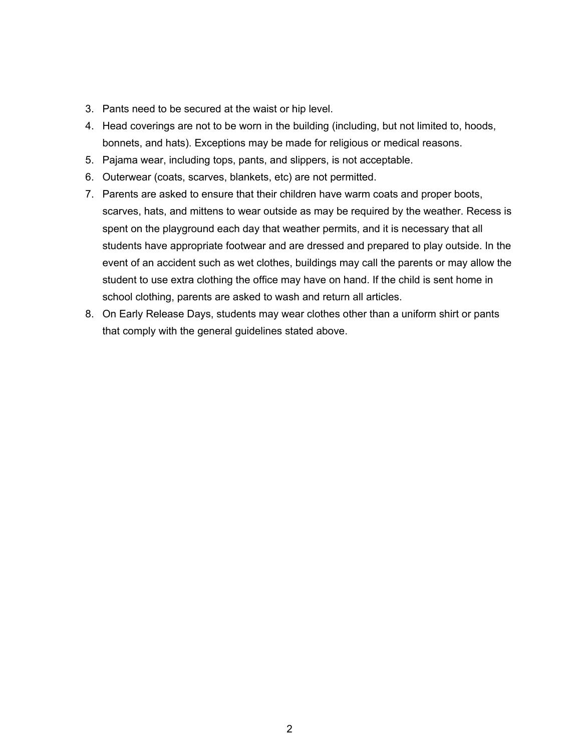3. Pants need to be secured at the waist or hip level.
4. Head coverings are not to be worn in the building (including, but not limited to, hoods, bonnets, and hats). Exceptions may be made for religious or medical reasons.
5. Pajama wear, including tops, pants, and slippers, is not acceptable.
6. Outerwear (coats, scarves, blankets, etc) are not permitted.
7. Parents are asked to ensure that their children have warm coats and proper boots, scarves, hats, and mittens to wear outside as may be required by the weather. Recess is spent on the playground each day that weather permits, and it is necessary that all students have appropriate footwear and are dressed and prepared to play outside. In the event of an accident such as wet clothes, buildings may call the parents or may allow the student to use extra clothing the office may have on hand. If the child is sent home in school clothing, parents are asked to wash and return all articles.
8. On Early Release Days, students may wear clothes other than a uniform shirt or pants that comply with the general guidelines stated above.